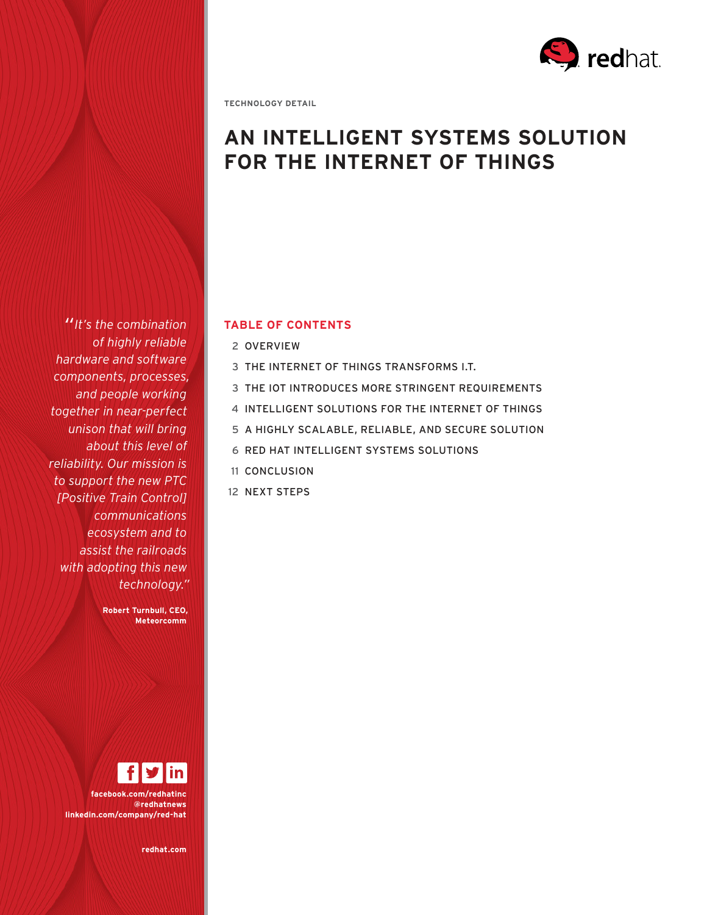TECHNOLOGY DETAIL

# AN INTELLIGENT SYSTEMS SOLUTION FOR THE INTERNET OF THINGS

## TABLE OF CONTENTS

2 OVERVIEW

3 THE INTERNET OF THINGS TRANSFORMS I.T.

3 THE IOT INTRODUCES MORE STRINGENT REQUIREMENTS

4 INTELLIGENT SOLUTIONS FOR THE INTERNET OF THINGS

5 A HIGHLY SCALABLE, RELIABLE, AND SECURE SOLUTION

6 RED HAT INTELLIGENT SYSTEMS SOLUTIONS

11 CONCLUSION

12 NEXT STEPS

*"It's the combination of highly reliable hardware and software components, processes, and people working together in near-perfect unison that will bring about this level of reliability. Our mission is to support the new PTC [Positive Train Control] communications ecosystem and to assist the railroads with adopting this new technology."*

**Robert Turnbull, CEO, Meteorcomm**

**facebook.com/redhatinc**
**@redhatnews**
**linkedin.com/company/red-hat**

**redhat.com**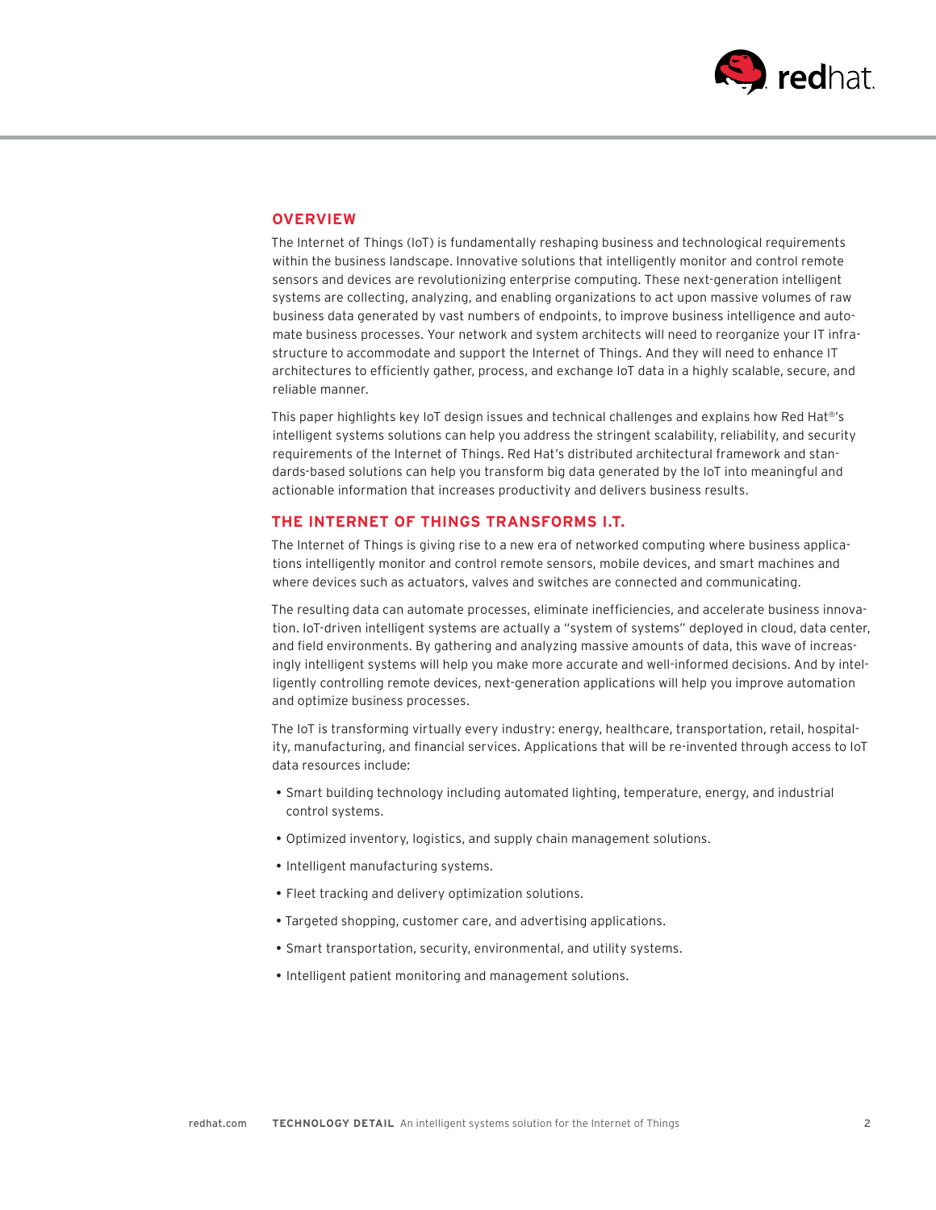## OVERVIEW

The Internet of Things (IoT) is fundamentally reshaping business and technological requirements within the business landscape. Innovative solutions that intelligently monitor and control remote sensors and devices are revolutionizing enterprise computing. These next-generation intelligent systems are collecting, analyzing, and enabling organizations to act upon massive volumes of raw business data generated by vast numbers of endpoints, to improve business intelligence and automate business processes. Your network and system architects will need to reorganize your IT infrastructure to accommodate and support the Internet of Things. And they will need to enhance IT architectures to efficiently gather, process, and exchange IoT data in a highly scalable, secure, and reliable manner.

This paper highlights key IoT design issues and technical challenges and explains how Red Hat®'s intelligent systems solutions can help you address the stringent scalability, reliability, and security requirements of the Internet of Things. Red Hat's distributed architectural framework and standards-based solutions can help you transform big data generated by the IoT into meaningful and actionable information that increases productivity and delivers business results.

## THE INTERNET OF THINGS TRANSFORMS I.T.

The Internet of Things is giving rise to a new era of networked computing where business applications intelligently monitor and control remote sensors, mobile devices, and smart machines and where devices such as actuators, valves and switches are connected and communicating.

The resulting data can automate processes, eliminate inefficiencies, and accelerate business innovation. IoT-driven intelligent systems are actually a "system of systems" deployed in cloud, data center, and field environments. By gathering and analyzing massive amounts of data, this wave of increasingly intelligent systems will help you make more accurate and well-informed decisions. And by intelligently controlling remote devices, next-generation applications will help you improve automation and optimize business processes.

The IoT is transforming virtually every industry: energy, healthcare, transportation, retail, hospitality, manufacturing, and financial services. Applications that will be re-invented through access to IoT data resources include:

- Smart building technology including automated lighting, temperature, energy, and industrial control systems.
- Optimized inventory, logistics, and supply chain management solutions.
- Intelligent manufacturing systems.
- Fleet tracking and delivery optimization solutions.
- Targeted shopping, customer care, and advertising applications.
- Smart transportation, security, environmental, and utility systems.
- Intelligent patient monitoring and management solutions.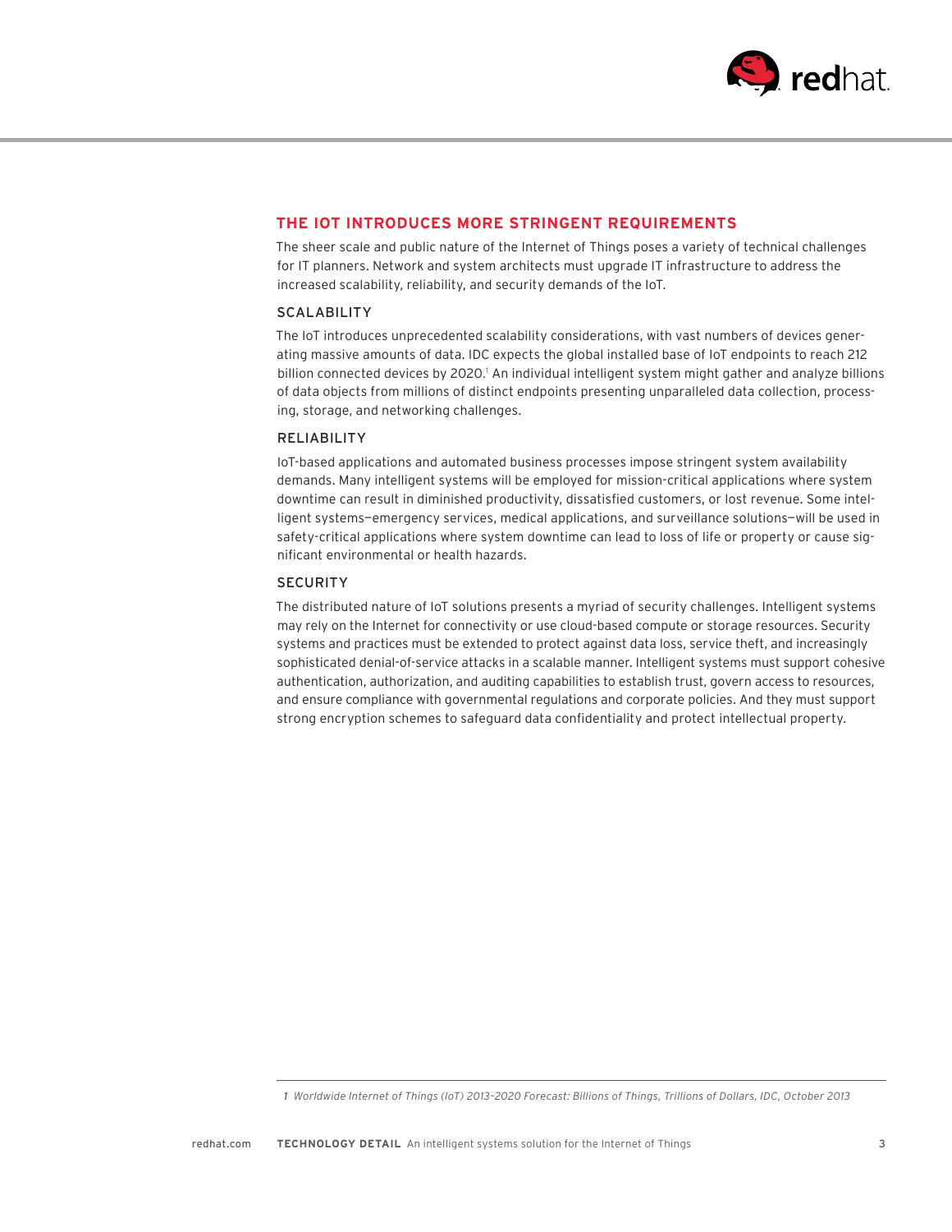## THE IOT INTRODUCES MORE STRINGENT REQUIREMENTS

The sheer scale and public nature of the Internet of Things poses a variety of technical challenges for IT planners. Network and system architects must upgrade IT infrastructure to address the increased scalability, reliability, and security demands of the IoT.

### SCALABILITY

The IoT introduces unprecedented scalability considerations, with vast numbers of devices generating massive amounts of data. IDC expects the global installed base of IoT endpoints to reach 212 billion connected devices by 2020.[1] An individual intelligent system might gather and analyze billions of data objects from millions of distinct endpoints presenting unparalleled data collection, processing, storage, and networking challenges.

### RELIABILITY

IoT-based applications and automated business processes impose stringent system availability demands. Many intelligent systems will be employed for mission-critical applications where system downtime can result in diminished productivity, dissatisfied customers, or lost revenue. Some intelligent systems—emergency services, medical applications, and surveillance solutions—will be used in safety-critical applications where system downtime can lead to loss of life or property or cause significant environmental or health hazards.

### SECURITY

The distributed nature of IoT solutions presents a myriad of security challenges. Intelligent systems may rely on the Internet for connectivity or use cloud-based compute or storage resources. Security systems and practices must be extended to protect against data loss, service theft, and increasingly sophisticated denial-of-service attacks in a scalable manner. Intelligent systems must support cohesive authentication, authorization, and auditing capabilities to establish trust, govern access to resources, and ensure compliance with governmental regulations and corporate policies. And they must support strong encryption schemes to safeguard data confidentiality and protect intellectual property.

---

1 *Worldwide Internet of Things (IoT) 2013–2020 Forecast: Billions of Things, Trillions of Dollars, IDC, October 2013*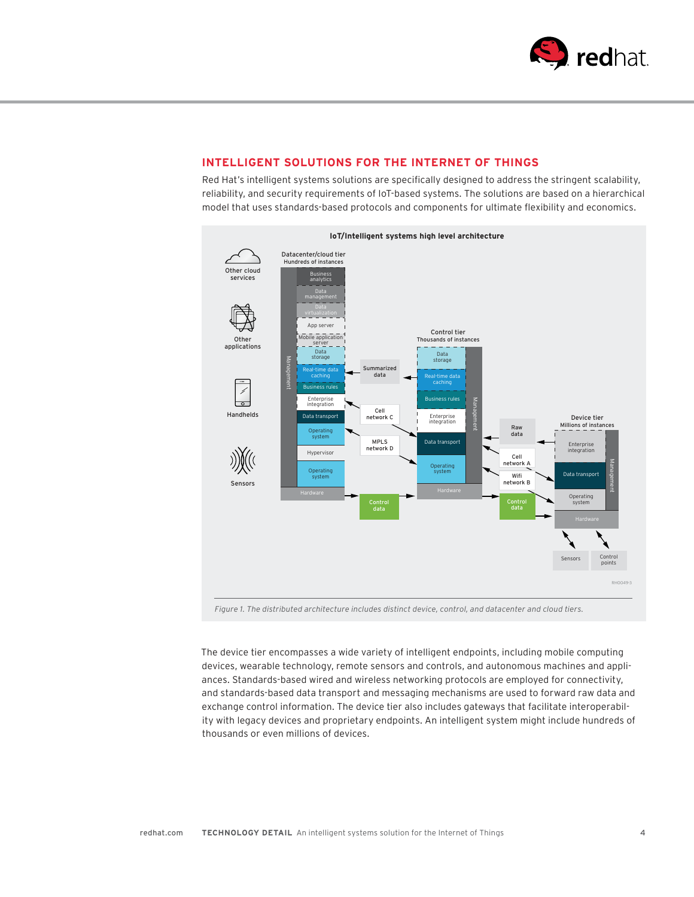## INTELLIGENT SOLUTIONS FOR THE INTERNET OF THINGS

Red Hat's intelligent systems solutions are specifically designed to address the stringent scalability, reliability, and security requirements of IoT-based systems. The solutions are based on a hierarchical model that uses standards-based protocols and components for ultimate flexibility and economics.

*Figure 1. The distributed architecture includes distinct device, control, and datacenter and cloud tiers.*

The device tier encompasses a wide variety of intelligent endpoints, including mobile computing devices, wearable technology, remote sensors and controls, and autonomous machines and appliances. Standards-based wired and wireless networking protocols are employed for connectivity, and standards-based data transport and messaging mechanisms are used to forward raw data and exchange control information. The device tier also includes gateways that facilitate interoperability with legacy devices and proprietary endpoints. An intelligent system might include hundreds of thousands or even millions of devices.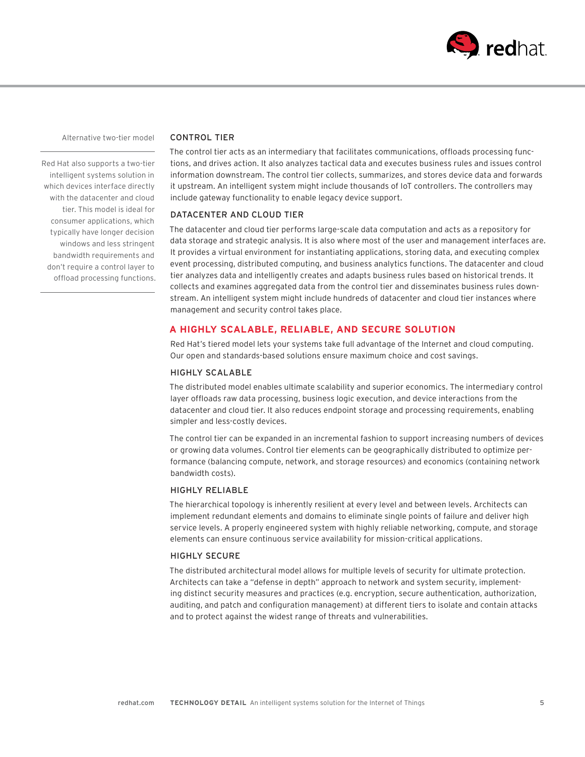**Alternative two-tier model**

Red Hat also supports a two-tier intelligent systems solution in which devices interface directly with the datacenter and cloud tier. This model is ideal for consumer applications, which typically have longer decision windows and less stringent bandwidth requirements and don't require a control layer to offload processing functions.

### CONTROL TIER

The control tier acts as an intermediary that facilitates communications, offloads processing functions, and drives action. It also analyzes tactical data and executes business rules and issues control information downstream. The control tier collects, summarizes, and stores device data and forwards it upstream. An intelligent system might include thousands of IoT controllers. The controllers may include gateway functionality to enable legacy device support.

### DATACENTER AND CLOUD TIER

The datacenter and cloud tier performs large-scale data computation and acts as a repository for data storage and strategic analysis. It is also where most of the user and management interfaces are. It provides a virtual environment for instantiating applications, storing data, and executing complex event processing, distributed computing, and business analytics functions. The datacenter and cloud tier analyzes data and intelligently creates and adapts business rules based on historical trends. It collects and examines aggregated data from the control tier and disseminates business rules downstream. An intelligent system might include hundreds of datacenter and cloud tier instances where management and security control takes place.

## A HIGHLY SCALABLE, RELIABLE, AND SECURE SOLUTION

Red Hat's tiered model lets your systems take full advantage of the Internet and cloud computing. Our open and standards-based solutions ensure maximum choice and cost savings.

### HIGHLY SCALABLE

The distributed model enables ultimate scalability and superior economics. The intermediary control layer offloads raw data processing, business logic execution, and device interactions from the datacenter and cloud tier. It also reduces endpoint storage and processing requirements, enabling simpler and less-costly devices.

The control tier can be expanded in an incremental fashion to support increasing numbers of devices or growing data volumes. Control tier elements can be geographically distributed to optimize performance (balancing compute, network, and storage resources) and economics (containing network bandwidth costs).

### HIGHLY RELIABLE

The hierarchical topology is inherently resilient at every level and between levels. Architects can implement redundant elements and domains to eliminate single points of failure and deliver high service levels. A properly engineered system with highly reliable networking, compute, and storage elements can ensure continuous service availability for mission-critical applications.

### HIGHLY SECURE

The distributed architectural model allows for multiple levels of security for ultimate protection. Architects can take a "defense in depth" approach to network and system security, implementing distinct security measures and practices (e.g. encryption, secure authentication, authorization, auditing, and patch and configuration management) at different tiers to isolate and contain attacks and to protect against the widest range of threats and vulnerabilities.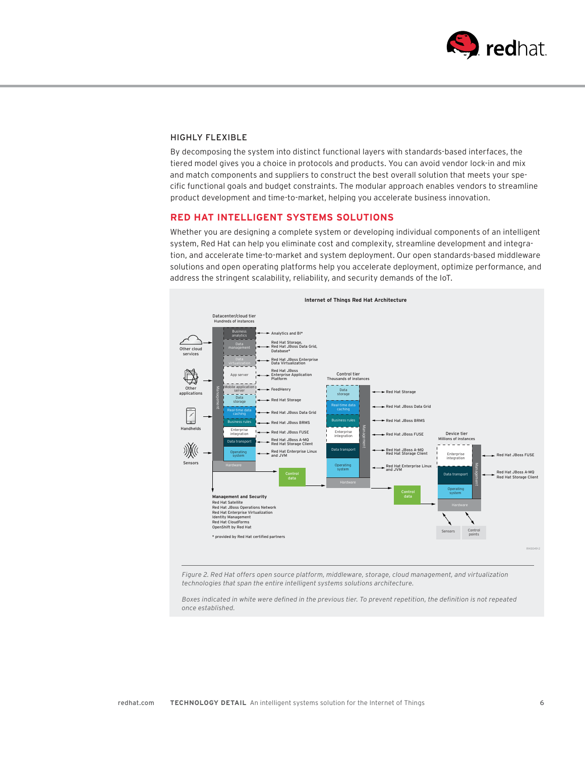## HIGHLY FLEXIBLE

By decomposing the system into distinct functional layers with standards-based interfaces, the tiered model gives you a choice in protocols and products. You can avoid vendor lock-in and mix and match components and suppliers to construct the best overall solution that meets your specific functional goals and budget constraints. The modular approach enables vendors to streamline product development and time-to-market, helping you accelerate business innovation.

## RED HAT INTELLIGENT SYSTEMS SOLUTIONS

Whether you are designing a complete system or developing individual components of an intelligent system, Red Hat can help you eliminate cost and complexity, streamline development and integration, and accelerate time-to-market and system deployment. Our open standards-based middleware solutions and open operating platforms help you accelerate deployment, optimize performance, and address the stringent scalability, reliability, and security demands of the IoT.

**Internet of Things Red Hat Architecture**

**Management and Security**
Red Hat Satellite
Red Hat JBoss Operations Network
Red Hat Enterprise Virtualization
Identity Management
Red Hat CloudForms
OpenShift by Red Hat

* provided by Red Hat certified partners

*Figure 2. Red Hat offers open source platform, middleware, storage, cloud management, and virtualization technologies that span the entire intelligent systems solutions architecture.*

*Boxes indicated in white were defined in the previous tier. To prevent repetition, the definition is not repeated once established.*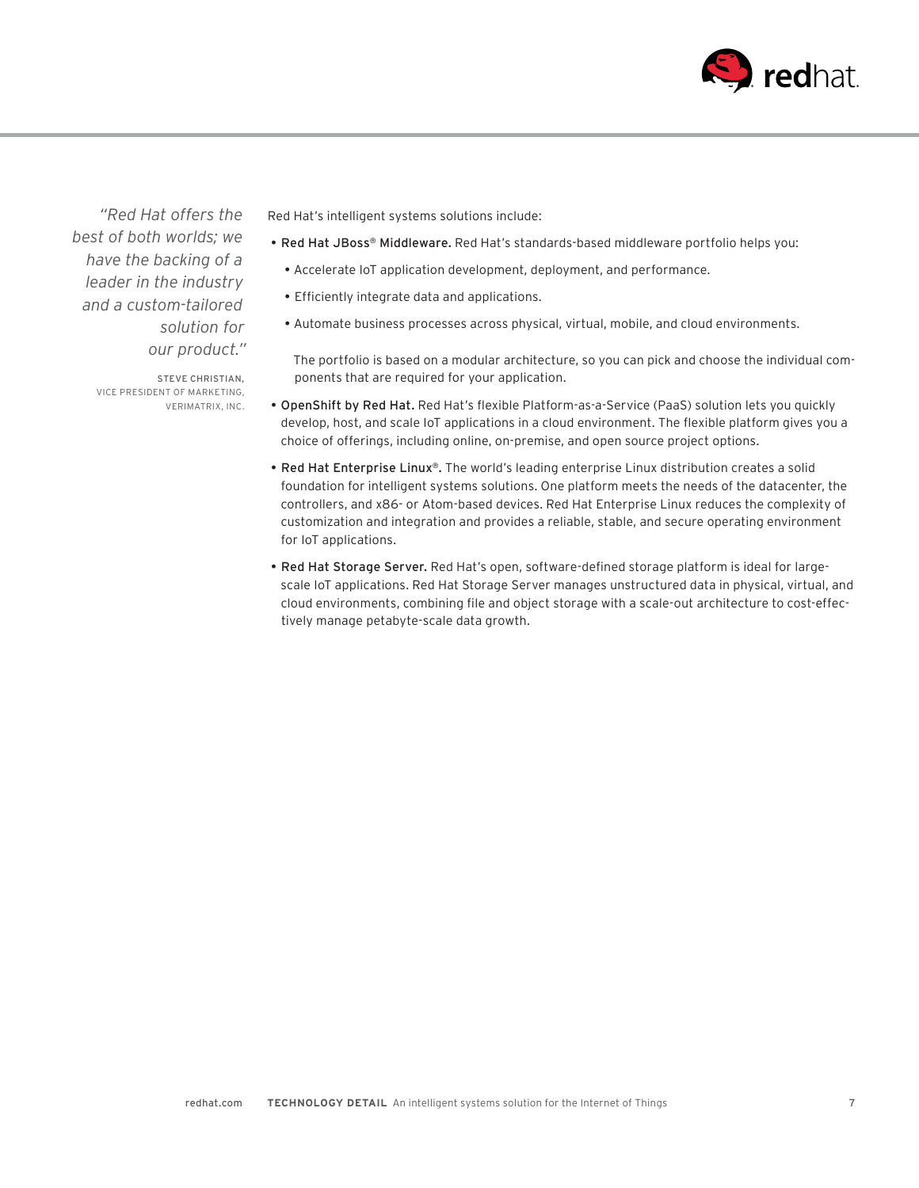> *"Red Hat offers the best of both worlds; we have the backing of a leader in the industry and a custom-tailored solution for our product."*
>
> STEVE CHRISTIAN,
> VICE PRESIDENT OF MARKETING,
> VERIMATRIX, INC.

Red Hat's intelligent systems solutions include:

- **Red Hat JBoss® Middleware.** Red Hat's standards-based middleware portfolio helps you:
  - Accelerate IoT application development, deployment, and performance.
  - Efficiently integrate data and applications.
  - Automate business processes across physical, virtual, mobile, and cloud environments.

  The portfolio is based on a modular architecture, so you can pick and choose the individual components that are required for your application.
- **OpenShift by Red Hat.** Red Hat's flexible Platform-as-a-Service (PaaS) solution lets you quickly develop, host, and scale IoT applications in a cloud environment. The flexible platform gives you a choice of offerings, including online, on-premise, and open source project options.
- **Red Hat Enterprise Linux®.** The world's leading enterprise Linux distribution creates a solid foundation for intelligent systems solutions. One platform meets the needs of the datacenter, the controllers, and x86- or Atom-based devices. Red Hat Enterprise Linux reduces the complexity of customization and integration and provides a reliable, stable, and secure operating environment for IoT applications.
- **Red Hat Storage Server.** Red Hat's open, software-defined storage platform is ideal for large-scale IoT applications. Red Hat Storage Server manages unstructured data in physical, virtual, and cloud environments, combining file and object storage with a scale-out architecture to cost-effectively manage petabyte-scale data growth.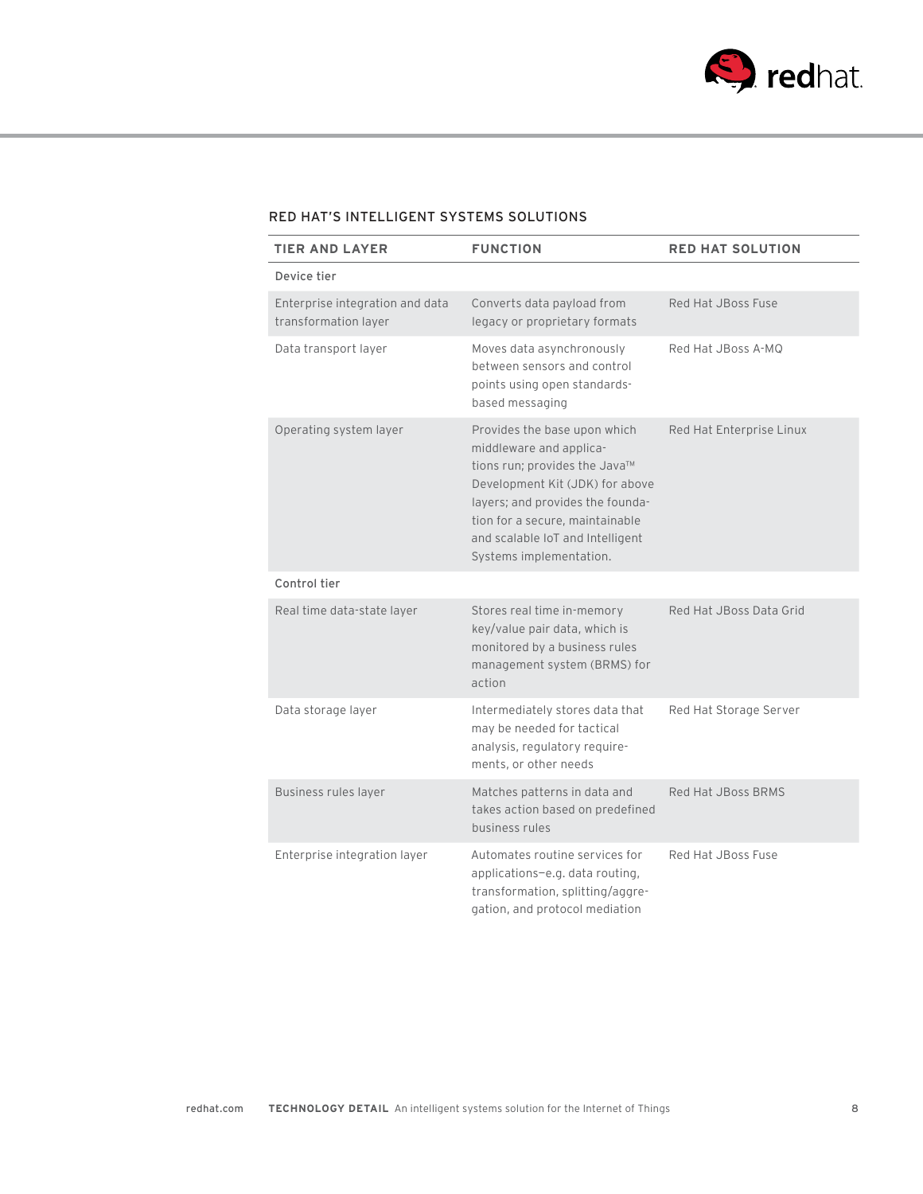### RED HAT'S INTELLIGENT SYSTEMS SOLUTIONS

| TIER AND LAYER | FUNCTION | RED HAT SOLUTION |
|---|---|---|
| Device tier | | |
| Enterprise integration and data transformation layer | Converts data payload from legacy or proprietary formats | Red Hat JBoss Fuse |
| Data transport layer | Moves data asynchronously between sensors and control points using open standards-based messaging | Red Hat JBoss A-MQ |
| Operating system layer | Provides the base upon which middleware and applications run; provides the Java™ Development Kit (JDK) for above layers; and provides the foundation for a secure, maintainable and scalable IoT and Intelligent Systems implementation. | Red Hat Enterprise Linux |
| Control tier | | |
| Real time data-state layer | Stores real time in-memory key/value pair data, which is monitored by a business rules management system (BRMS) for action | Red Hat JBoss Data Grid |
| Data storage layer | Intermediately stores data that may be needed for tactical analysis, regulatory requirements, or other needs | Red Hat Storage Server |
| Business rules layer | Matches patterns in data and takes action based on predefined business rules | Red Hat JBoss BRMS |
| Enterprise integration layer | Automates routine services for applications—e.g. data routing, transformation, splitting/aggregation, and protocol mediation | Red Hat JBoss Fuse |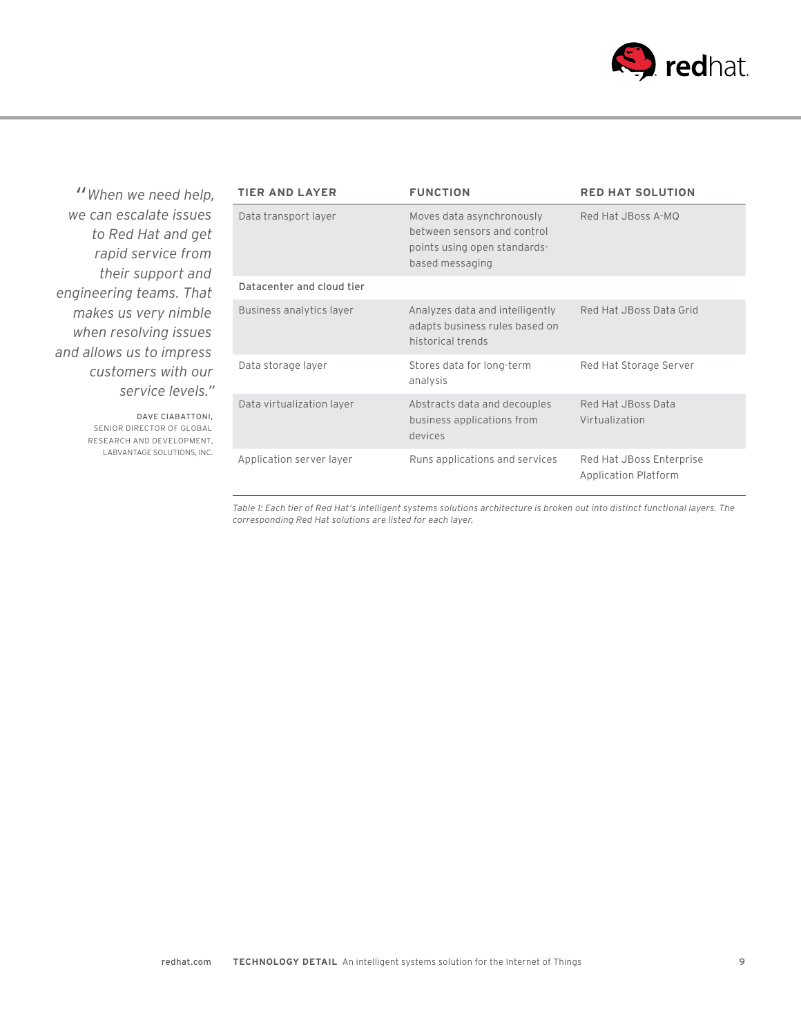> *"When we need help, we can escalate issues to Red Hat and get rapid service from their support and engineering teams. That makes us very nimble when resolving issues and allows us to impress customers with our service levels."*
>
> DAVE CIABATTONI, SENIOR DIRECTOR OF GLOBAL RESEARCH AND DEVELOPMENT, LABVANTAGE SOLUTIONS, INC.

| TIER AND LAYER | FUNCTION | RED HAT SOLUTION |
|---|---|---|
| Data transport layer | Moves data asynchronously between sensors and control points using open standards-based messaging | Red Hat JBoss A-MQ |
| **Datacenter and cloud tier** | | |
| Business analytics layer | Analyzes data and intelligently adapts business rules based on historical trends | Red Hat JBoss Data Grid |
| Data storage layer | Stores data for long-term analysis | Red Hat Storage Server |
| Data virtualization layer | Abstracts data and decouples business applications from devices | Red Hat JBoss Data Virtualization |
| Application server layer | Runs applications and services | Red Hat JBoss Enterprise Application Platform |

*Table 1: Each tier of Red Hat's intelligent systems solutions architecture is broken out into distinct functional layers. The corresponding Red Hat solutions are listed for each layer.*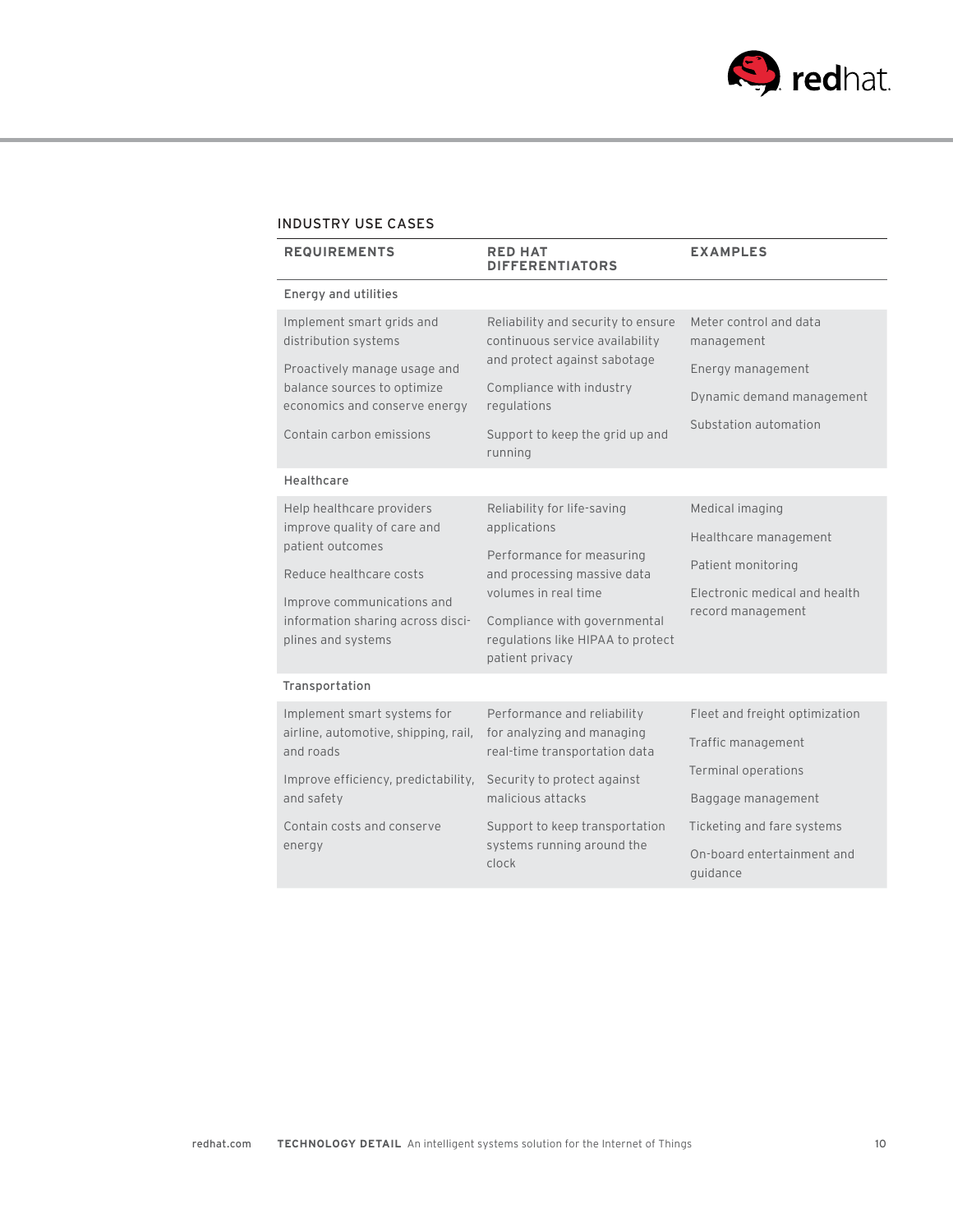## INDUSTRY USE CASES

| REQUIREMENTS | RED HAT DIFFERENTIATORS | EXAMPLES |
|---|---|---|
| **Energy and utilities** | | |
| Implement smart grids and distribution systems<br><br>Proactively manage usage and balance sources to optimize economics and conserve energy<br><br>Contain carbon emissions | Reliability and security to ensure continuous service availability and protect against sabotage<br><br>Compliance with industry regulations<br><br>Support to keep the grid up and running | Meter control and data management<br><br>Energy management<br><br>Dynamic demand management<br><br>Substation automation |
| **Healthcare** | | |
| Help healthcare providers improve quality of care and patient outcomes<br><br>Reduce healthcare costs<br><br>Improve communications and information sharing across disciplines and systems | Reliability for life-saving applications<br><br>Performance for measuring and processing massive data volumes in real time<br><br>Compliance with governmental regulations like HIPAA to protect patient privacy | Medical imaging<br><br>Healthcare management<br><br>Patient monitoring<br><br>Electronic medical and health record management |
| **Transportation** | | |
| Implement smart systems for airline, automotive, shipping, rail, and roads<br><br>Improve efficiency, predictability, and safety<br><br>Contain costs and conserve energy | Performance and reliability for analyzing and managing real-time transportation data<br><br>Security to protect against malicious attacks<br><br>Support to keep transportation systems running around the clock | Fleet and freight optimization<br><br>Traffic management<br><br>Terminal operations<br><br>Baggage management<br><br>Ticketing and fare systems<br><br>On-board entertainment and guidance |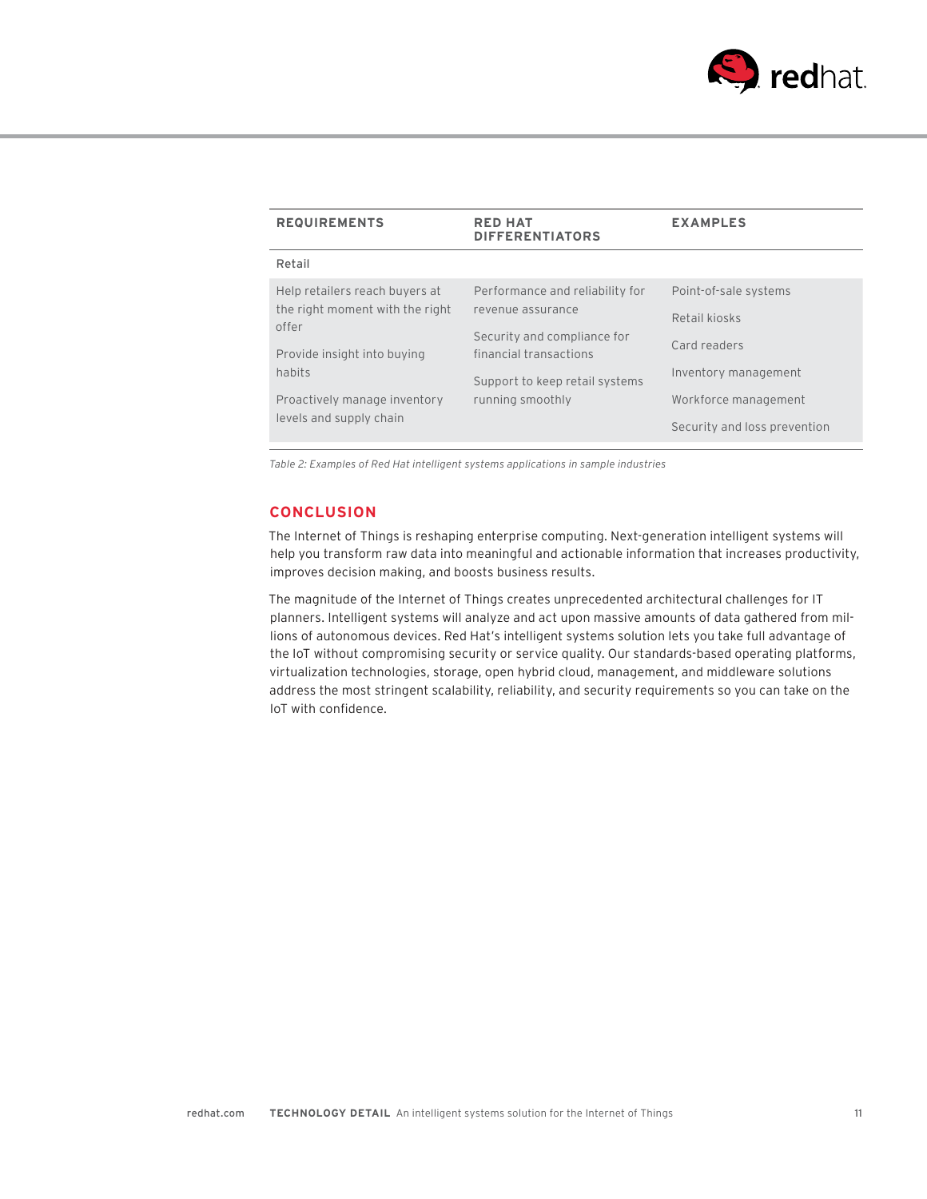| REQUIREMENTS | RED HAT DIFFERENTIATORS | EXAMPLES |
|---|---|---|
| Retail | | |
| Help retailers reach buyers at the right moment with the right offer<br><br>Provide insight into buying habits<br><br>Proactively manage inventory levels and supply chain | Performance and reliability for revenue assurance<br><br>Security and compliance for financial transactions<br><br>Support to keep retail systems running smoothly | Point-of-sale systems<br><br>Retail kiosks<br><br>Card readers<br><br>Inventory management<br><br>Workforce management<br><br>Security and loss prevention |

*Table 2: Examples of Red Hat intelligent systems applications in sample industries*

## CONCLUSION

The Internet of Things is reshaping enterprise computing. Next-generation intelligent systems will help you transform raw data into meaningful and actionable information that increases productivity, improves decision making, and boosts business results.

The magnitude of the Internet of Things creates unprecedented architectural challenges for IT planners. Intelligent systems will analyze and act upon massive amounts of data gathered from millions of autonomous devices. Red Hat's intelligent systems solution lets you take full advantage of the IoT without compromising security or service quality. Our standards-based operating platforms, virtualization technologies, storage, open hybrid cloud, management, and middleware solutions address the most stringent scalability, reliability, and security requirements so you can take on the IoT with confidence.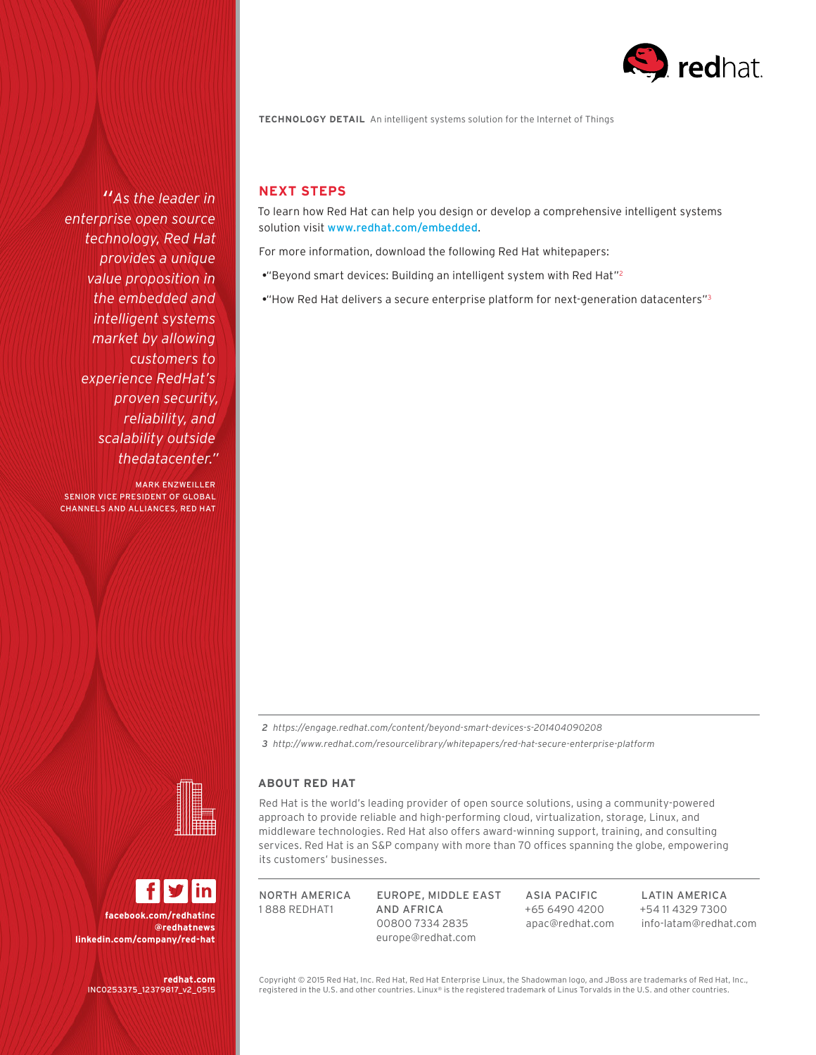TECHNOLOGY DETAIL An intelligent systems solution for the Internet of Things

*"As the leader in enterprise open source technology, Red Hat provides a unique value proposition in the embedded and intelligent systems market by allowing customers to experience RedHat's proven security, reliability, and scalability outside thedatacenter."*

MARK ENZWEILLER
SENIOR VICE PRESIDENT OF GLOBAL CHANNELS AND ALLIANCES, RED HAT

## NEXT STEPS

To learn how Red Hat can help you design or develop a comprehensive intelligent systems solution visit www.redhat.com/embedded.

For more information, download the following Red Hat whitepapers:

- "Beyond smart devices: Building an intelligent system with Red Hat"[2]
- "How Red Hat delivers a secure enterprise platform for next-generation datacenters"[3]

*2 https://engage.redhat.com/content/beyond-smart-devices-s-201404090208*

*3 http://www.redhat.com/resourcelibrary/whitepapers/red-hat-secure-enterprise-platform*

## ABOUT RED HAT

Red Hat is the world's leading provider of open source solutions, using a community-powered approach to provide reliable and high-performing cloud, virtualization, storage, Linux, and middleware technologies. Red Hat also offers award-winning support, training, and consulting services. Red Hat is an S&P company with more than 70 offices spanning the globe, empowering its customers' businesses.

| NORTH AMERICA | EUROPE, MIDDLE EAST AND AFRICA | ASIA PACIFIC | LATIN AMERICA |
|---|---|---|---|
| 1 888 REDHAT1 | 00800 7334 2835 | +65 6490 4200 | +54 11 4329 7300 |
| | europe@redhat.com | apac@redhat.com | info-latam@redhat.com |

**facebook.com/redhatinc**
**@redhatnews**
**linkedin.com/company/red-hat**

**redhat.com**
INC0253375_12379817_v2_0515

Copyright © 2015 Red Hat, Inc. Red Hat, Red Hat Enterprise Linux, the Shadowman logo, and JBoss are trademarks of Red Hat, Inc., registered in the U.S. and other countries. Linux® is the registered trademark of Linus Torvalds in the U.S. and other countries.